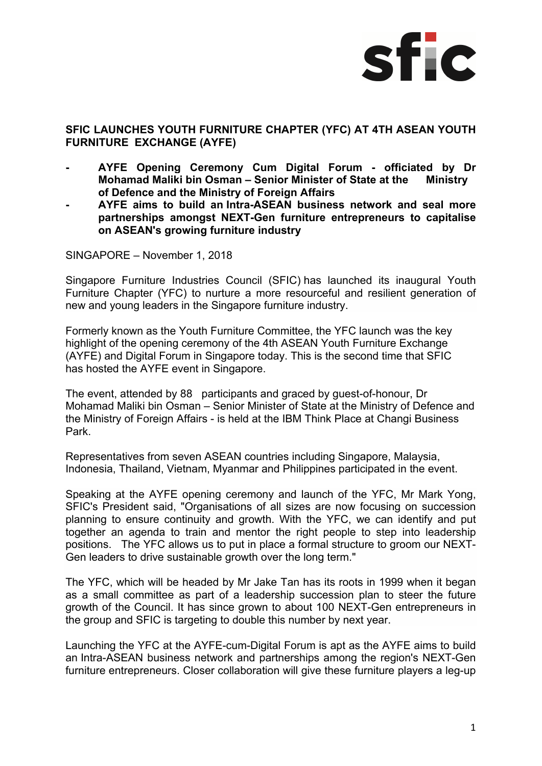**SFIC LAUNCHES YOUTH FURNITURE CHAPTER (YFC) AT 4TH ASEAN YOUTH FURNITURE EXCHANGE (AYFE)**

- **AYFE Opening Ceremony Cum Digital Forum - officiated by Dr Mohamad Maliki bin Osman – Senior Minister of State at the Ministry of Defence and the Ministry of Foreign Affairs**
- **AYFE aims to build an Intra-ASEAN business network and seal more partnerships amongst NEXT-Gen furniture entrepreneurs to capitalise on ASEAN's growing furniture industry**

SINGAPORE – November 1, 2018

Singapore Furniture Industries Council (SFIC) has launched its inaugural Youth Furniture Chapter (YFC) to nurture a more resourceful and resilient generation of new and young leaders in the Singapore furniture industry.

Formerly known as the Youth Furniture Committee, the YFC launch was the key highlight of the opening ceremony of the 4th ASEAN Youth Furniture Exchange (AYFE) and Digital Forum in Singapore today. This is the second time that SFIC has hosted the AYFE event in Singapore.

The event, attended by 88 participants and graced by guest-of-honour, Dr Mohamad Maliki bin Osman – Senior Minister of State at the Ministry of Defence and the Ministry of Foreign Affairs - is held at the IBM Think Place at Changi Business Park.

Representatives from seven ASEAN countries including Singapore, Malaysia, Indonesia, Thailand, Vietnam, Myanmar and Philippines participated in the event.

Speaking at the AYFE opening ceremony and launch of the YFC, Mr Mark Yong, SFIC's President said, "Organisations of all sizes are now focusing on succession planning to ensure continuity and growth. With the YFC, we can identify and put together an agenda to train and mentor the right people to step into leadership positions. The YFC allows us to put in place a formal structure to groom our NEXT-Gen leaders to drive sustainable growth over the long term."

The YFC, which will be headed by Mr Jake Tan has its roots in 1999 when it began as a small committee as part of a leadership succession plan to steer the future growth of the Council. It has since grown to about 100 NEXT-Gen entrepreneurs in the group and SFIC is targeting to double this number by next year.

Launching the YFC at the AYFE-cum-Digital Forum is apt as the AYFE aims to build an Intra-ASEAN business network and partnerships among the region's NEXT-Gen furniture entrepreneurs. Closer collaboration will give these furniture players a leg-up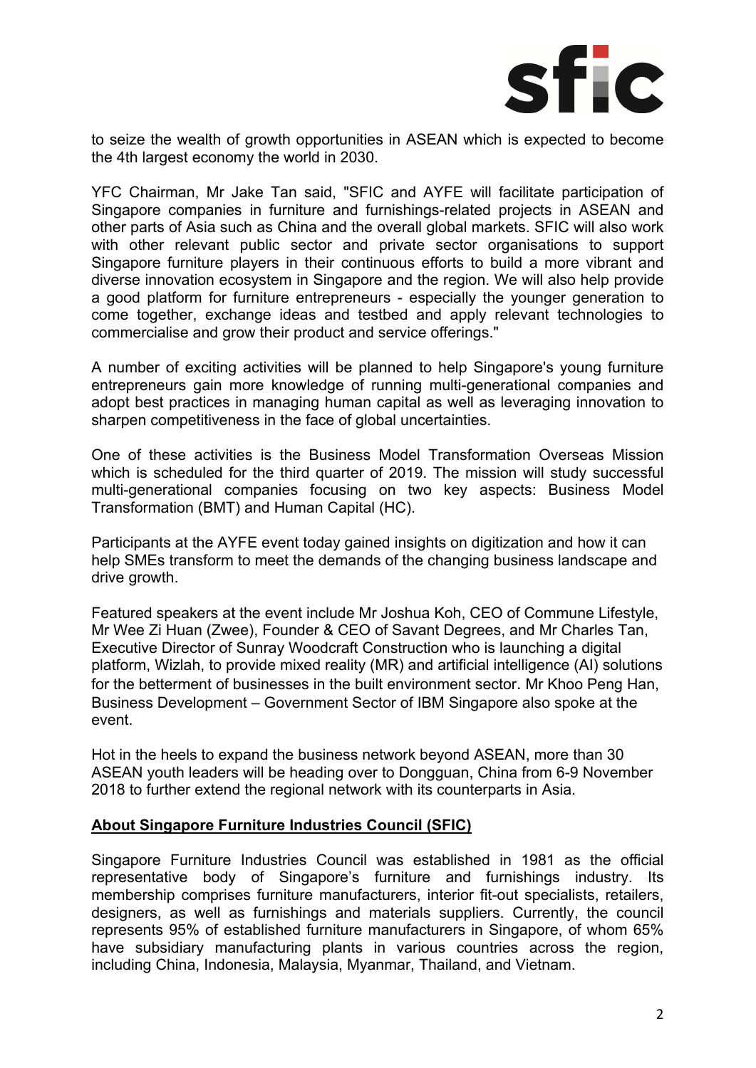to seize the wealth of growth opportunities in ASEAN which is expected to become the 4th largest economy the world in 2030.

YFC Chairman, Mr Jake Tan said, "SFIC and AYFE will facilitate participation of Singapore companies in furniture and furnishings-related projects in ASEAN and other parts of Asia such as China and the overall global markets. SFIC will also work with other relevant public sector and private sector organisations to support Singapore furniture players in their continuous efforts to build a more vibrant and diverse innovation ecosystem in Singapore and the region. We will also help provide a good platform for furniture entrepreneurs - especially the younger generation to come together, exchange ideas and testbed and apply relevant technologies to commercialise and grow their product and service offerings."

A number of exciting activities will be planned to help Singapore's young furniture entrepreneurs gain more knowledge of running multi-generational companies and adopt best practices in managing human capital as well as leveraging innovation to sharpen competitiveness in the face of global uncertainties.

One of these activities is the Business Model Transformation Overseas Mission which is scheduled for the third quarter of 2019. The mission will study successful multi-generational companies focusing on two key aspects: Business Model Transformation (BMT) and Human Capital (HC).

Participants at the AYFE event today gained insights on digitization and how it can help SMEs transform to meet the demands of the changing business landscape and drive growth.

Featured speakers at the event include Mr Joshua Koh, CEO of Commune Lifestyle, Mr Wee Zi Huan (Zwee), Founder & CEO of Savant Degrees, and Mr Charles Tan, Executive Director of Sunray Woodcraft Construction who is launching a digital platform, Wizlah, to provide mixed reality (MR) and artificial intelligence (AI) solutions for the betterment of businesses in the built environment sector. Mr Khoo Peng Han, Business Development – Government Sector of IBM Singapore also spoke at the event.

Hot in the heels to expand the business network beyond ASEAN, more than 30 ASEAN youth leaders will be heading over to Dongguan, China from 6-9 November 2018 to further extend the regional network with its counterparts in Asia.

**About Singapore Furniture Industries Council (SFIC)**

Singapore Furniture Industries Council was established in 1981 as the official representative body of Singapore's furniture and furnishings industry. Its membership comprises furniture manufacturers, interior fit-out specialists, retailers, designers, as well as furnishings and materials suppliers. Currently, the council represents 95% of established furniture manufacturers in Singapore, of whom 65% have subsidiary manufacturing plants in various countries across the region, including China, Indonesia, Malaysia, Myanmar, Thailand, and Vietnam.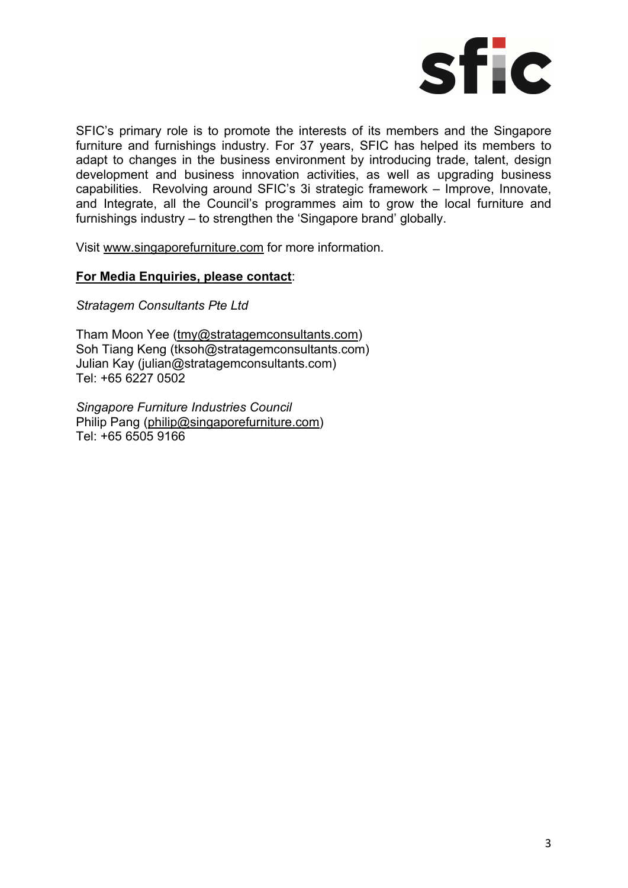SFIC's primary role is to promote the interests of its members and the Singapore furniture and furnishings industry. For 37 years, SFIC has helped its members to adapt to changes in the business environment by introducing trade, talent, design development and business innovation activities, as well as upgrading business capabilities. Revolving around SFIC's 3i strategic framework – Improve, Innovate, and Integrate, all the Council's programmes aim to grow the local furniture and furnishings industry – to strengthen the 'Singapore brand' globally.

Visit www.singaporefurniture.com for more information.

**For Media Enquiries, please contact**:

*Stratagem Consultants Pte Ltd*

Tham Moon Yee (tmy@stratagemconsultants.com)
Soh Tiang Keng (tksoh@stratagemconsultants.com)
Julian Kay (julian@stratagemconsultants.com)
Tel: +65 6227 0502

*Singapore Furniture Industries Council*
Philip Pang (philip@singaporefurniture.com)
Tel: +65 6505 9166